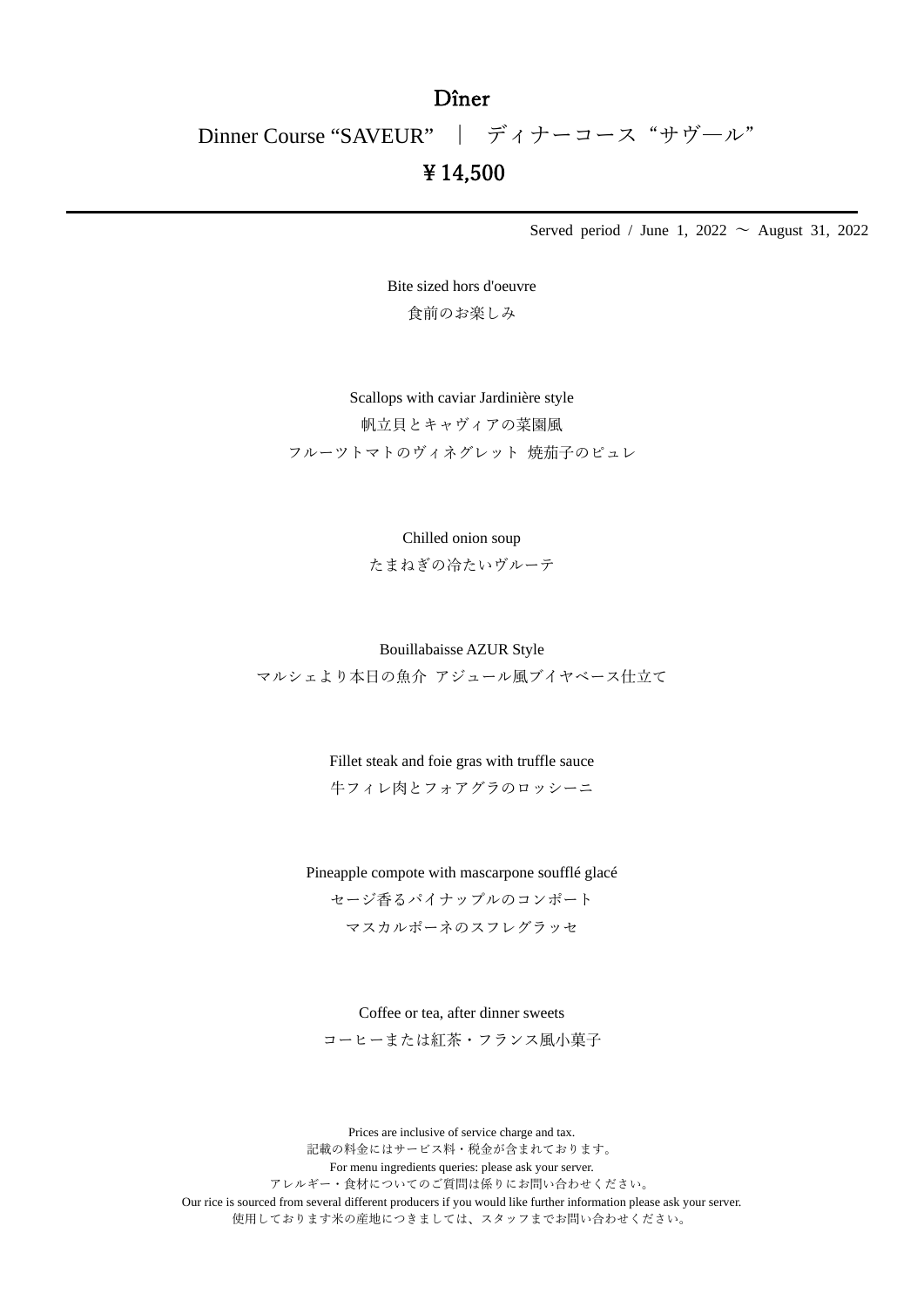# Dîner

## Dinner Course “SAVEUR” ｜ ディナーコース“サヴール”

## ￥14,500

---

Served period / June 1, 2022 ～ August 31, 2022

Bite sized hors d'oeuvre
食前のお楽しみ

Scallops with caviar Jardinière style
帆立貝とキャヴィアの菜園風
フルーツトマトのヴィネグレット 焼茄子のピュレ

Chilled onion soup
たまねぎの冷たいヴルーテ

Bouillabaisse AZUR Style
マルシェより本日の魚介 アジュール風ブイヤベース仕立て

Fillet steak and foie gras with truffle sauce
牛フィレ肉とフォアグラのロッシーニ

Pineapple compote with mascarpone soufflé glacé
セージ香るパイナップルのコンポート
マスカルポーネのスフレグラッセ

Coffee or tea, after dinner sweets
コーヒーまたは紅茶・フランス風小菓子

Prices are inclusive of service charge and tax.
記載の料金にはサービス料・税金が含まれております。
For menu ingredients queries: please ask your server.
アレルギー・食材についてのご質問は係りにお問い合わせください。
Our rice is sourced from several different producers if you would like further information please ask your server.
使用しております米の産地につきましては、スタッフまでお問い合わせください。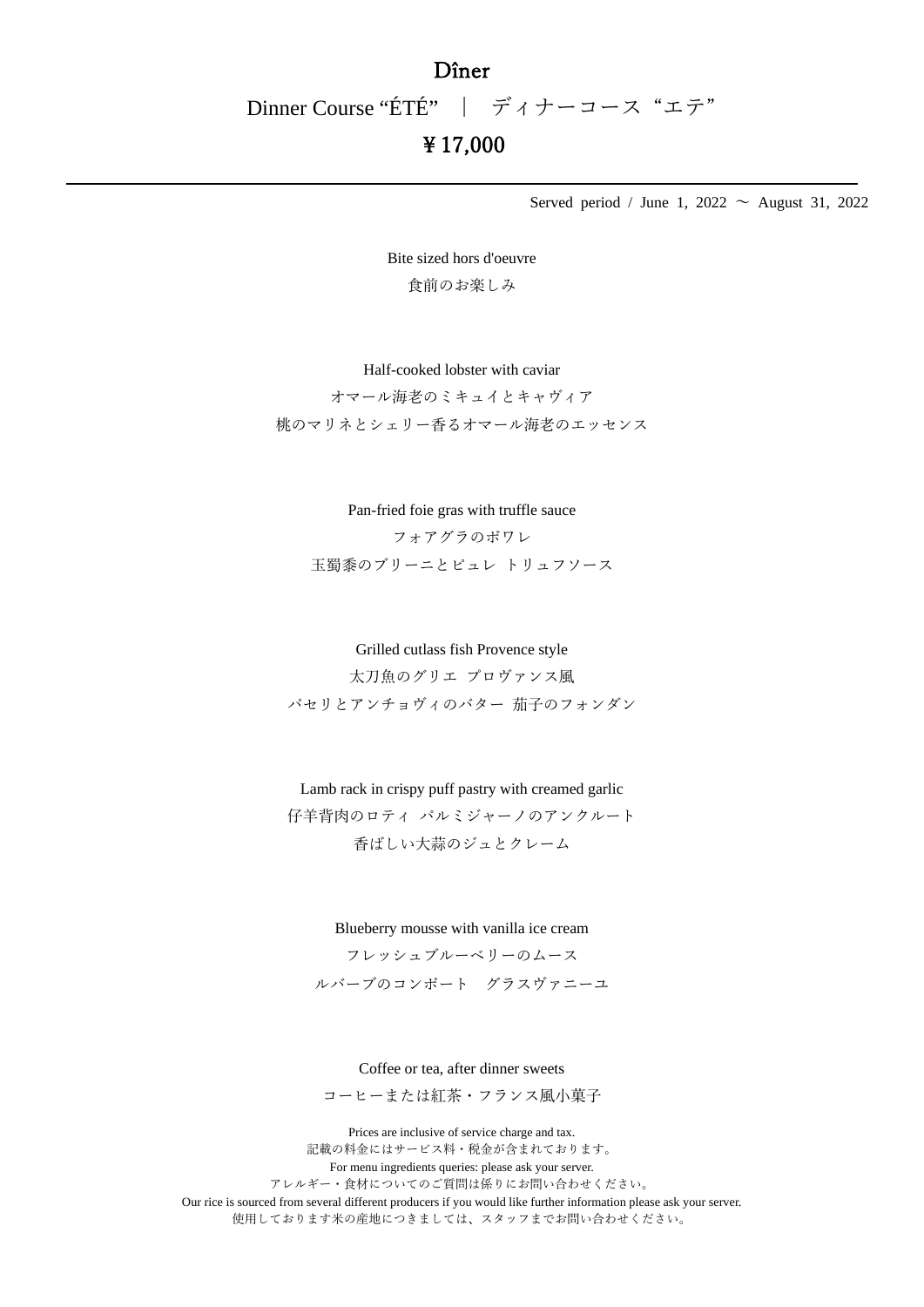# Dîner

## Dinner Course “ÉTÉ” ｜ ディナーコース“エテ”

## ¥17,000

---

Served period / June 1, 2022 〜 August 31, 2022

Bite sized hors d'oeuvre

食前のお楽しみ

Half-cooked lobster with caviar

オマール海老のミキュイとキャヴィア

桃のマリネとシェリー香るオマール海老のエッセンス

Pan-fried foie gras with truffle sauce

フォアグラのポワレ

玉蜀黍のブリーニとピュレ トリュフソース

Grilled cutlass fish Provence style

太刀魚のグリエ プロヴァンス風

パセリとアンチョヴィのバター 茄子のフォンダン

Lamb rack in crispy puff pastry with creamed garlic

仔羊背肉のロティ パルミジャーノのアンクルート

香ばしい大蒜のジュとクレーム

Blueberry mousse with vanilla ice cream

フレッシュブルーベリーのムース

ルバーブのコンポート グラスヴァニーユ

Coffee or tea, after dinner sweets

コーヒーまたは紅茶・フランス風小菓子

Prices are inclusive of service charge and tax.

記載の料金にはサービス料・税金が含まれております。

For menu ingredients queries: please ask your server.

アレルギー・食材についてのご質問は係りにお問い合わせください。

Our rice is sourced from several different producers if you would like further information please ask your server.

使用しております米の産地につきましては、スタッフまでお問い合わせください。